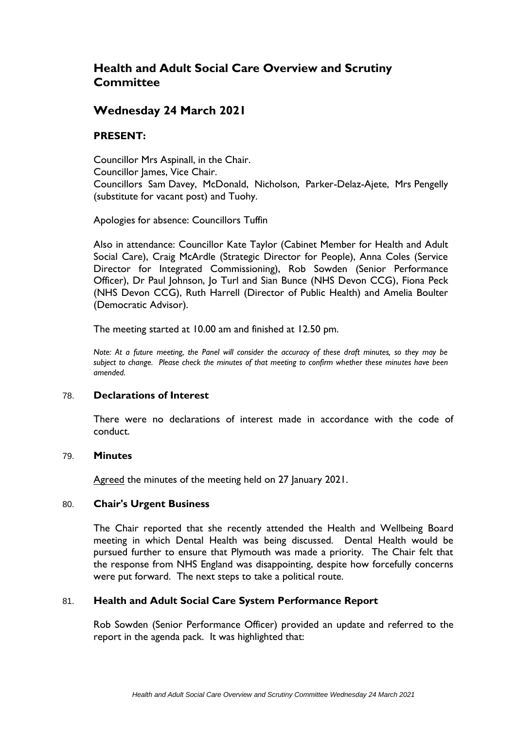# Health and Adult Social Care Overview and Scrutiny Committee

## Wednesday 24 March 2021

### PRESENT:

Councillor Mrs Aspinall, in the Chair.
Councillor James, Vice Chair.
Councillors Sam Davey, McDonald, Nicholson, Parker-Delaz-Ajete, Mrs Pengelly (substitute for vacant post) and Tuohy.

Apologies for absence: Councillors Tuffin

Also in attendance: Councillor Kate Taylor (Cabinet Member for Health and Adult Social Care), Craig McArdle (Strategic Director for People), Anna Coles (Service Director for Integrated Commissioning), Rob Sowden (Senior Performance Officer), Dr Paul Johnson, Jo Turl and Sian Bunce (NHS Devon CCG), Fiona Peck (NHS Devon CCG), Ruth Harrell (Director of Public Health) and Amelia Boulter (Democratic Advisor).

The meeting started at 10.00 am and finished at 12.50 pm.

*Note: At a future meeting, the Panel will consider the accuracy of these draft minutes, so they may be subject to change. Please check the minutes of that meeting to confirm whether these minutes have been amended.*

78. **Declarations of Interest**

There were no declarations of interest made in accordance with the code of conduct.

79. **Minutes**

Agreed the minutes of the meeting held on 27 January 2021.

80. **Chair's Urgent Business**

The Chair reported that she recently attended the Health and Wellbeing Board meeting in which Dental Health was being discussed. Dental Health would be pursued further to ensure that Plymouth was made a priority. The Chair felt that the response from NHS England was disappointing, despite how forcefully concerns were put forward. The next steps to take a political route.

81. **Health and Adult Social Care System Performance Report**

Rob Sowden (Senior Performance Officer) provided an update and referred to the report in the agenda pack. It was highlighted that: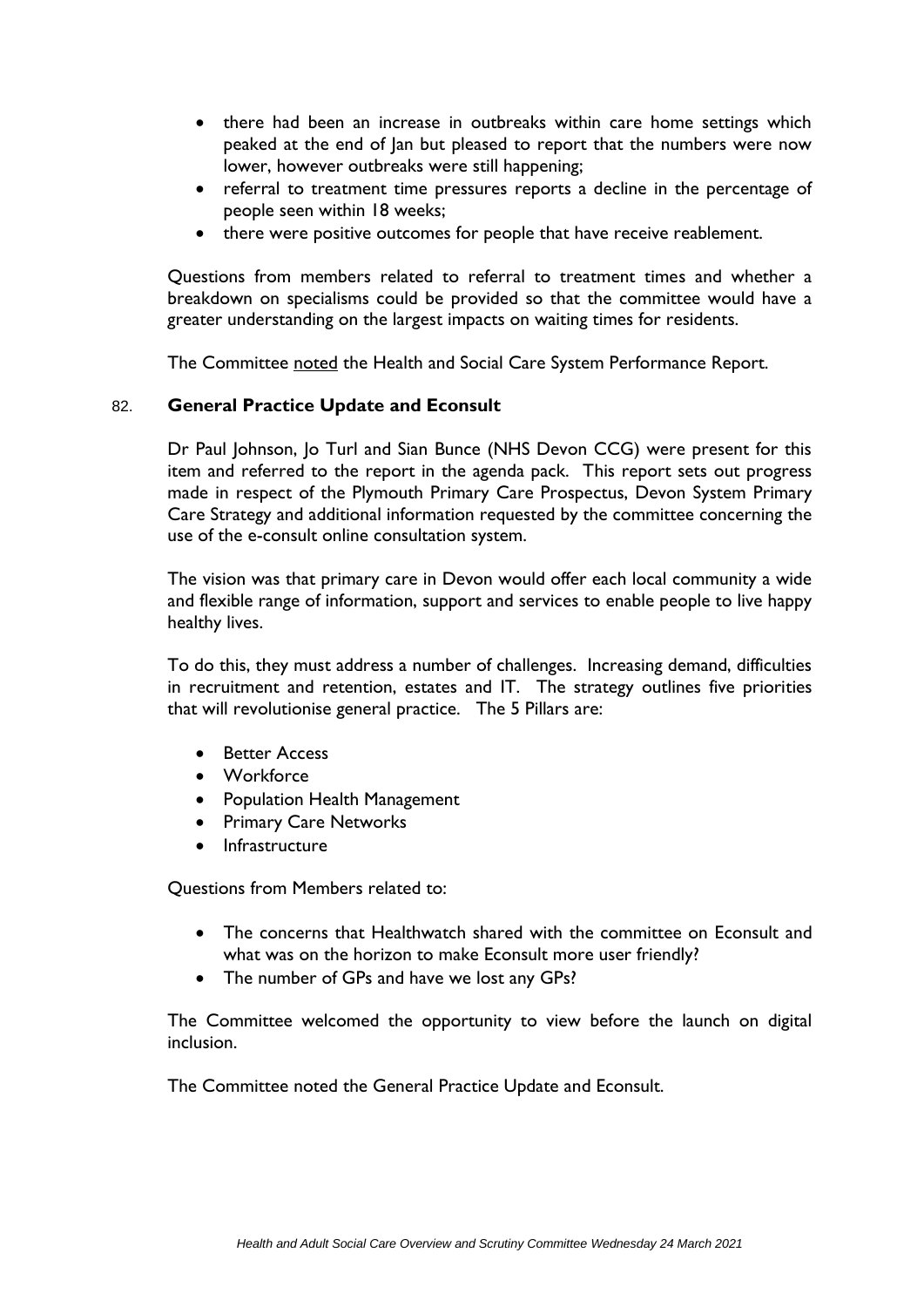- there had been an increase in outbreaks within care home settings which peaked at the end of Jan but pleased to report that the numbers were now lower, however outbreaks were still happening;
- referral to treatment time pressures reports a decline in the percentage of people seen within 18 weeks;
- there were positive outcomes for people that have receive reablement.

Questions from members related to referral to treatment times and whether a breakdown on specialisms could be provided so that the committee would have a greater understanding on the largest impacts on waiting times for residents.

The Committee <u>noted</u> the Health and Social Care System Performance Report.

## 82. General Practice Update and Econsult

Dr Paul Johnson, Jo Turl and Sian Bunce (NHS Devon CCG) were present for this item and referred to the report in the agenda pack. This report sets out progress made in respect of the Plymouth Primary Care Prospectus, Devon System Primary Care Strategy and additional information requested by the committee concerning the use of the e-consult online consultation system.

The vision was that primary care in Devon would offer each local community a wide and flexible range of information, support and services to enable people to live happy healthy lives.

To do this, they must address a number of challenges. Increasing demand, difficulties in recruitment and retention, estates and IT. The strategy outlines five priorities that will revolutionise general practice. The 5 Pillars are:

- Better Access
- Workforce
- Population Health Management
- Primary Care Networks
- Infrastructure

Questions from Members related to:

- The concerns that Healthwatch shared with the committee on Econsult and what was on the horizon to make Econsult more user friendly?
- The number of GPs and have we lost any GPs?

The Committee welcomed the opportunity to view before the launch on digital inclusion.

The Committee noted the General Practice Update and Econsult.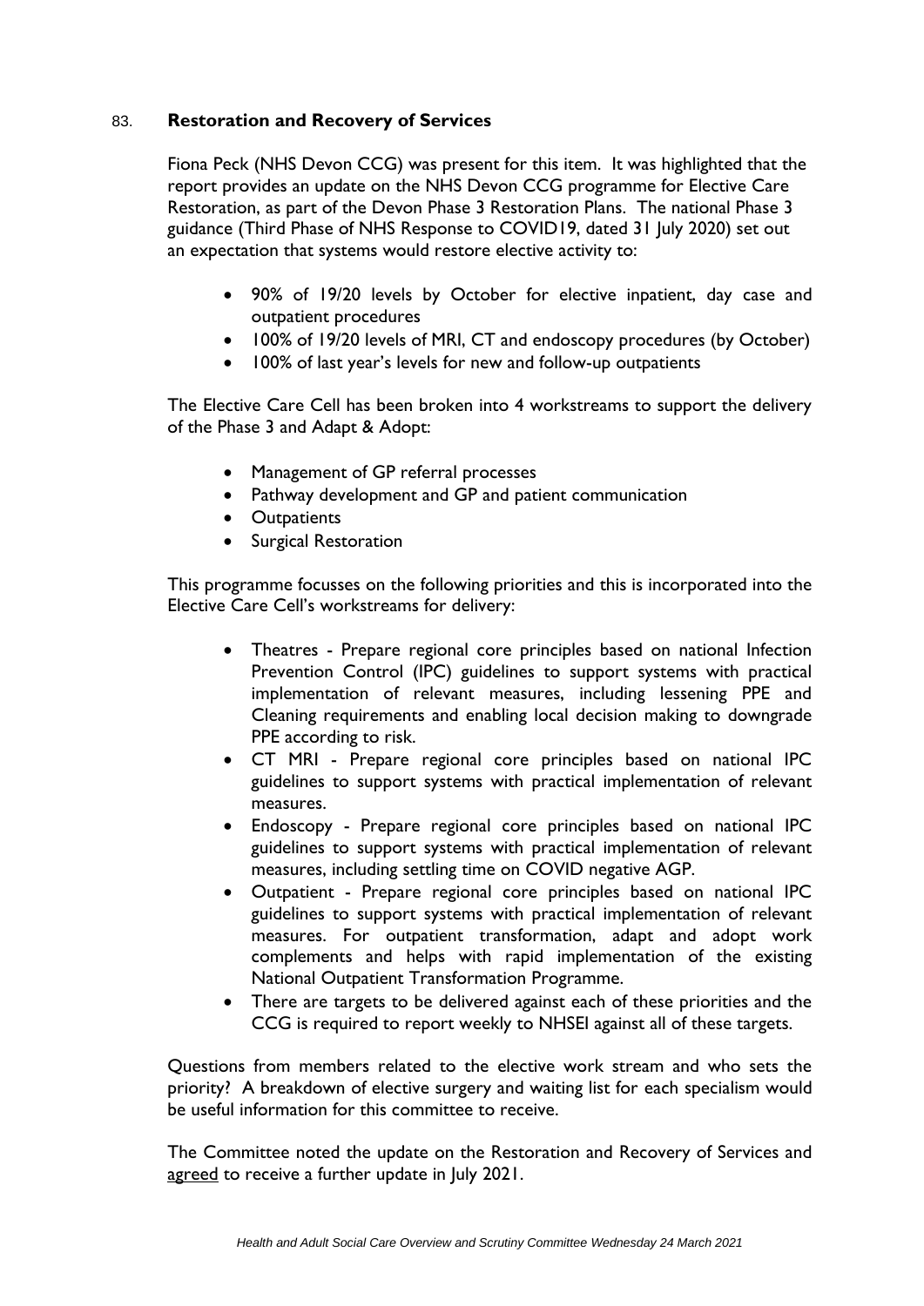83. **Restoration and Recovery of Services**

Fiona Peck (NHS Devon CCG) was present for this item. It was highlighted that the report provides an update on the NHS Devon CCG programme for Elective Care Restoration, as part of the Devon Phase 3 Restoration Plans. The national Phase 3 guidance (Third Phase of NHS Response to COVID19, dated 31 July 2020) set out an expectation that systems would restore elective activity to:

- 90% of 19/20 levels by October for elective inpatient, day case and outpatient procedures
- 100% of 19/20 levels of MRI, CT and endoscopy procedures (by October)
- 100% of last year's levels for new and follow-up outpatients

The Elective Care Cell has been broken into 4 workstreams to support the delivery of the Phase 3 and Adapt & Adopt:

- Management of GP referral processes
- Pathway development and GP and patient communication
- Outpatients
- Surgical Restoration

This programme focusses on the following priorities and this is incorporated into the Elective Care Cell's workstreams for delivery:

- Theatres - Prepare regional core principles based on national Infection Prevention Control (IPC) guidelines to support systems with practical implementation of relevant measures, including lessening PPE and Cleaning requirements and enabling local decision making to downgrade PPE according to risk.
- CT MRI - Prepare regional core principles based on national IPC guidelines to support systems with practical implementation of relevant measures.
- Endoscopy - Prepare regional core principles based on national IPC guidelines to support systems with practical implementation of relevant measures, including settling time on COVID negative AGP.
- Outpatient - Prepare regional core principles based on national IPC guidelines to support systems with practical implementation of relevant measures. For outpatient transformation, adapt and adopt work complements and helps with rapid implementation of the existing National Outpatient Transformation Programme.
- There are targets to be delivered against each of these priorities and the CCG is required to report weekly to NHSEI against all of these targets.

Questions from members related to the elective work stream and who sets the priority? A breakdown of elective surgery and waiting list for each specialism would be useful information for this committee to receive.

The Committee noted the update on the Restoration and Recovery of Services and agreed to receive a further update in July 2021.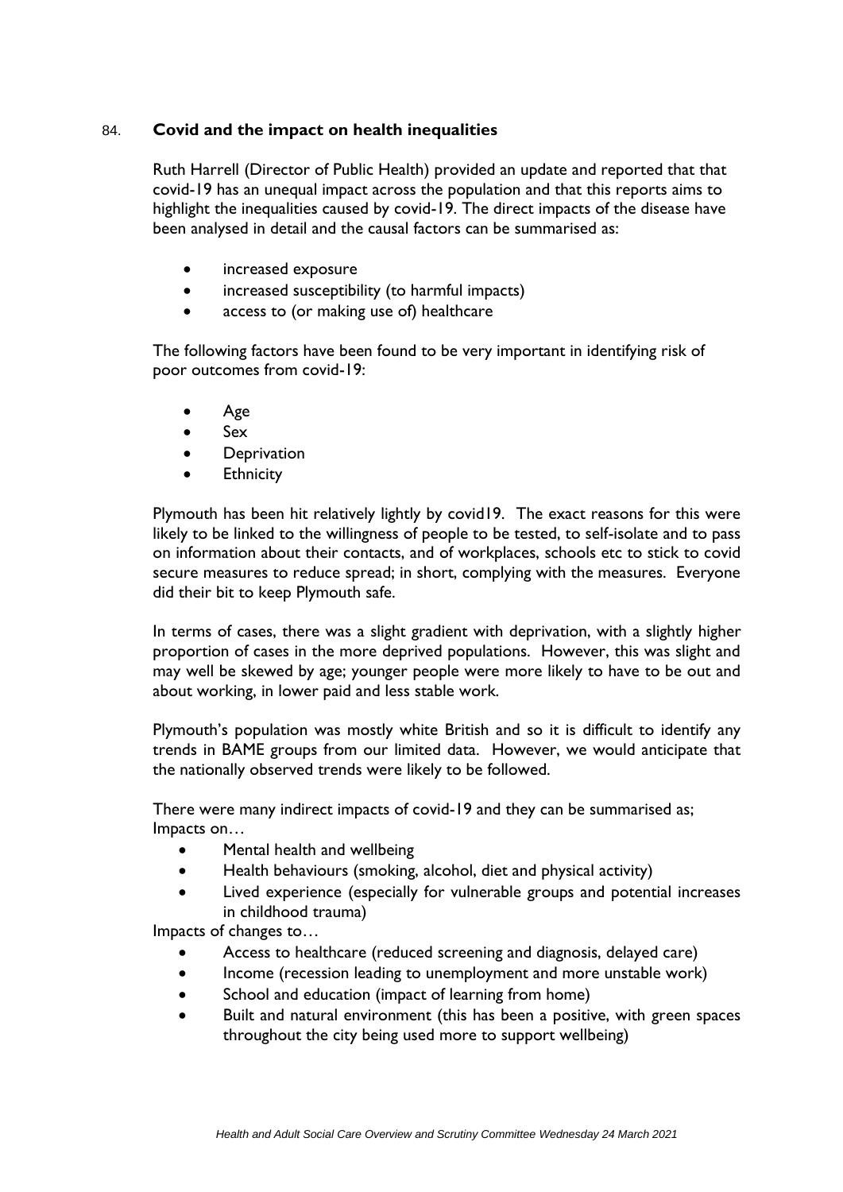## 84. **Covid and the impact on health inequalities**

Ruth Harrell (Director of Public Health) provided an update and reported that that covid-19 has an unequal impact across the population and that this reports aims to highlight the inequalities caused by covid-19. The direct impacts of the disease have been analysed in detail and the causal factors can be summarised as:

- increased exposure
- increased susceptibility (to harmful impacts)
- access to (or making use of) healthcare

The following factors have been found to be very important in identifying risk of poor outcomes from covid-19:

- Age
- Sex
- Deprivation
- Ethnicity

Plymouth has been hit relatively lightly by covid19. The exact reasons for this were likely to be linked to the willingness of people to be tested, to self-isolate and to pass on information about their contacts, and of workplaces, schools etc to stick to covid secure measures to reduce spread; in short, complying with the measures. Everyone did their bit to keep Plymouth safe.

In terms of cases, there was a slight gradient with deprivation, with a slightly higher proportion of cases in the more deprived populations. However, this was slight and may well be skewed by age; younger people were more likely to have to be out and about working, in lower paid and less stable work.

Plymouth's population was mostly white British and so it is difficult to identify any trends in BAME groups from our limited data. However, we would anticipate that the nationally observed trends were likely to be followed.

There were many indirect impacts of covid-19 and they can be summarised as;
Impacts on…

- Mental health and wellbeing
- Health behaviours (smoking, alcohol, diet and physical activity)
- Lived experience (especially for vulnerable groups and potential increases in childhood trauma)

Impacts of changes to…

- Access to healthcare (reduced screening and diagnosis, delayed care)
- Income (recession leading to unemployment and more unstable work)
- School and education (impact of learning from home)
- Built and natural environment (this has been a positive, with green spaces throughout the city being used more to support wellbeing)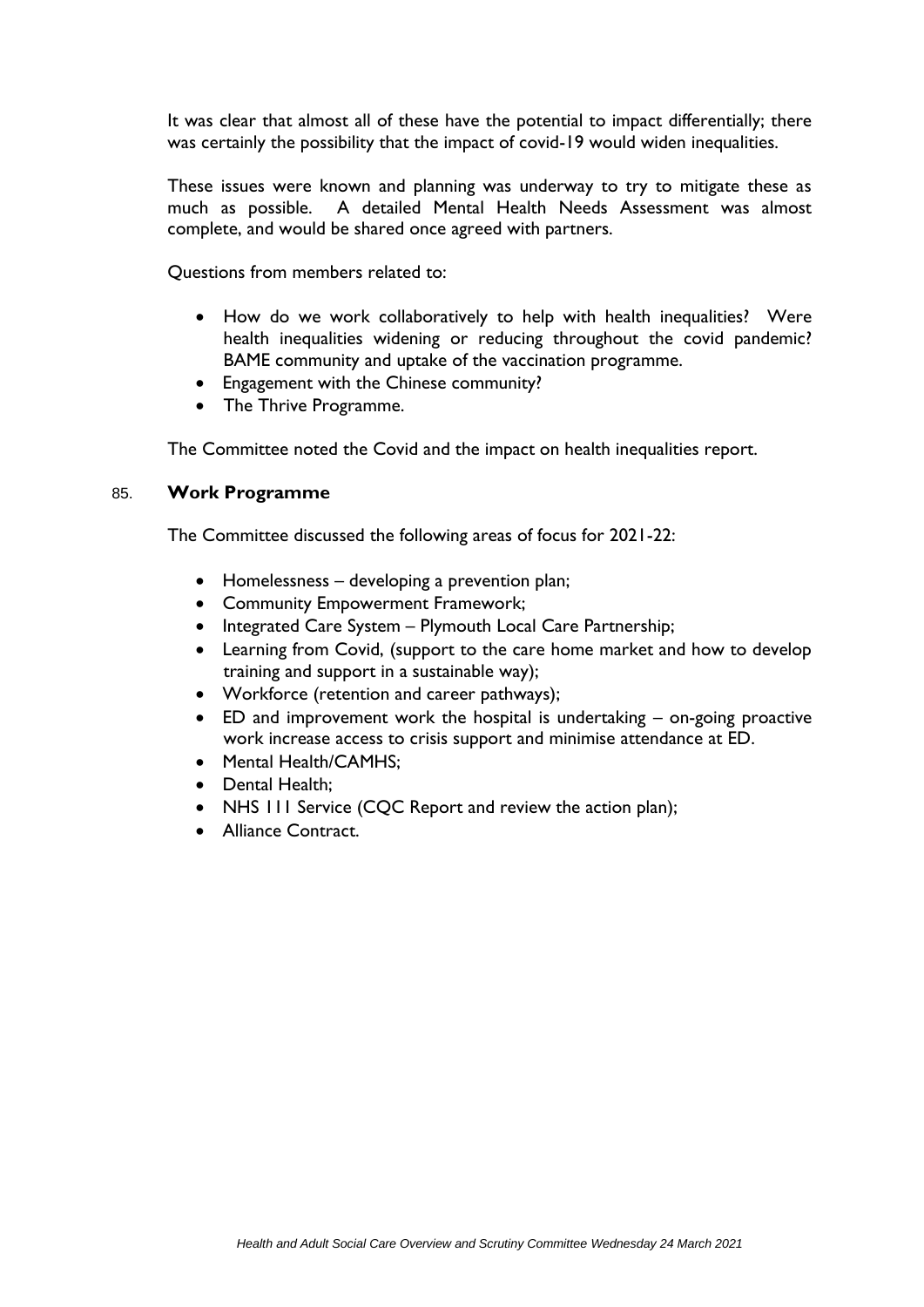It was clear that almost all of these have the potential to impact differentially; there was certainly the possibility that the impact of covid-19 would widen inequalities.

These issues were known and planning was underway to try to mitigate these as much as possible. A detailed Mental Health Needs Assessment was almost complete, and would be shared once agreed with partners.

Questions from members related to:

- How do we work collaboratively to help with health inequalities? Were health inequalities widening or reducing throughout the covid pandemic? BAME community and uptake of the vaccination programme.
- Engagement with the Chinese community?
- The Thrive Programme.

The Committee noted the Covid and the impact on health inequalities report.

## 85. **Work Programme**

The Committee discussed the following areas of focus for 2021-22:

- Homelessness – developing a prevention plan;
- Community Empowerment Framework;
- Integrated Care System – Plymouth Local Care Partnership;
- Learning from Covid, (support to the care home market and how to develop training and support in a sustainable way);
- Workforce (retention and career pathways);
- ED and improvement work the hospital is undertaking – on-going proactive work increase access to crisis support and minimise attendance at ED.
- Mental Health/CAMHS;
- Dental Health;
- NHS 111 Service (CQC Report and review the action plan);
- Alliance Contract.